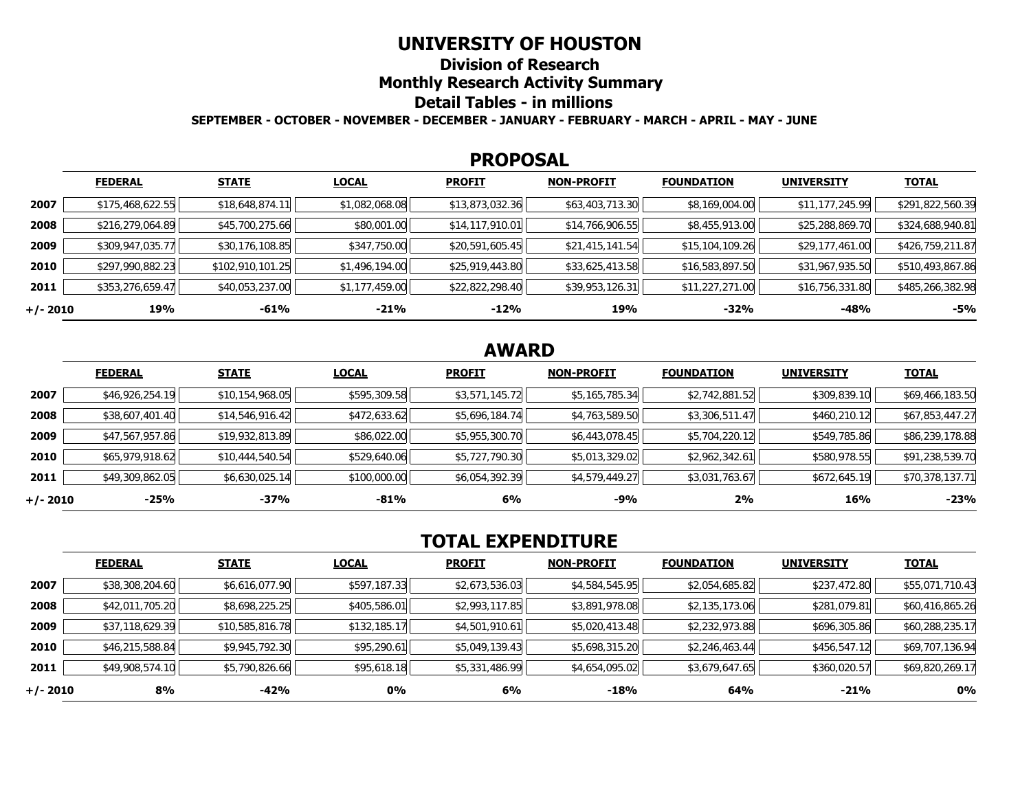# UNIVERSITY OF HOUSTON

## Division of Research

## Monthly Research Activity Summary

## Detail Tables - in millions

**SEPTEMBER - OCTOBER - NOVEMBER - DECEMBER - JANUARY - FEBRUARY - MARCH - APRIL - MAY - JUNE**

### PROPOSAL

| | FEDERAL | STATE | LOCAL | PROFIT | NON-PROFIT | FOUNDATION | UNIVERSITY | TOTAL |
|---|---|---|---|---|---|---|---|---|
| **2007** | $175,468,622.55 | $18,648,874.11 | $1,082,068.08 | $13,873,032.36 | $63,403,713.30 | $8,169,004.00 | $11,177,245.99 | $291,822,560.39 |
| **2008** | $216,279,064.89 | $45,700,275.66 | $80,001.00 | $14,117,910.01 | $14,766,906.55 | $8,455,913.00 | $25,288,869.70 | $324,688,940.81 |
| **2009** | $309,947,035.77 | $30,176,108.85 | $347,750.00 | $20,591,605.45 | $21,415,141.54 | $15,104,109.26 | $29,177,461.00 | $426,759,211.87 |
| **2010** | $297,990,882.23 | $102,910,101.25 | $1,496,194.00 | $25,919,443.80 | $33,625,413.58 | $16,583,897.50 | $31,967,935.50 | $510,493,867.86 |
| **2011** | $353,276,659.47 | $40,053,237.00 | $1,177,459.00 | $22,822,298.40 | $39,953,126.31 | $11,227,271.00 | $16,756,331.80 | $485,266,382.98 |
| **+/- 2010** | **19%** | **-61%** | **-21%** | **-12%** | **19%** | **-32%** | **-48%** | **-5%** |

### AWARD

| | FEDERAL | STATE | LOCAL | PROFIT | NON-PROFIT | FOUNDATION | UNIVERSITY | TOTAL |
|---|---|---|---|---|---|---|---|---|
| **2007** | $46,926,254.19 | $10,154,968.05 | $595,309.58 | $3,571,145.72 | $5,165,785.34 | $2,742,881.52 | $309,839.10 | $69,466,183.50 |
| **2008** | $38,607,401.40 | $14,546,916.42 | $472,633.62 | $5,696,184.74 | $4,763,589.50 | $3,306,511.47 | $460,210.12 | $67,853,447.27 |
| **2009** | $47,567,957.86 | $19,932,813.89 | $86,022.00 | $5,955,300.70 | $6,443,078.45 | $5,704,220.12 | $549,785.86 | $86,239,178.88 |
| **2010** | $65,979,918.62 | $10,444,540.54 | $529,640.06 | $5,727,790.30 | $5,013,329.02 | $2,962,342.61 | $580,978.55 | $91,238,539.70 |
| **2011** | $49,309,862.05 | $6,630,025.14 | $100,000.00 | $6,054,392.39 | $4,579,449.27 | $3,031,763.67 | $672,645.19 | $70,378,137.71 |
| **+/- 2010** | **-25%** | **-37%** | **-81%** | **6%** | **-9%** | **2%** | **16%** | **-23%** |

### TOTAL EXPENDITURE

| | FEDERAL | STATE | LOCAL | PROFIT | NON-PROFIT | FOUNDATION | UNIVERSITY | TOTAL |
|---|---|---|---|---|---|---|---|---|
| **2007** | $38,308,204.60 | $6,616,077.90 | $597,187.33 | $2,673,536.03 | $4,584,545.95 | $2,054,685.82 | $237,472.80 | $55,071,710.43 |
| **2008** | $42,011,705.20 | $8,698,225.25 | $405,586.01 | $2,993,117.85 | $3,891,978.08 | $2,135,173.06 | $281,079.81 | $60,416,865.26 |
| **2009** | $37,118,629.39 | $10,585,816.78 | $132,185.17 | $4,501,910.61 | $5,020,413.48 | $2,232,973.88 | $696,305.86 | $60,288,235.17 |
| **2010** | $46,215,588.84 | $9,945,792.30 | $95,290.61 | $5,049,139.43 | $5,698,315.20 | $2,246,463.44 | $456,547.12 | $69,707,136.94 |
| **2011** | $49,908,574.10 | $5,790,826.66 | $95,618.18 | $5,331,486.99 | $4,654,095.02 | $3,679,647.65 | $360,020.57 | $69,820,269.17 |
| **+/- 2010** | **8%** | **-42%** | **0%** | **6%** | **-18%** | **64%** | **-21%** | **0%** |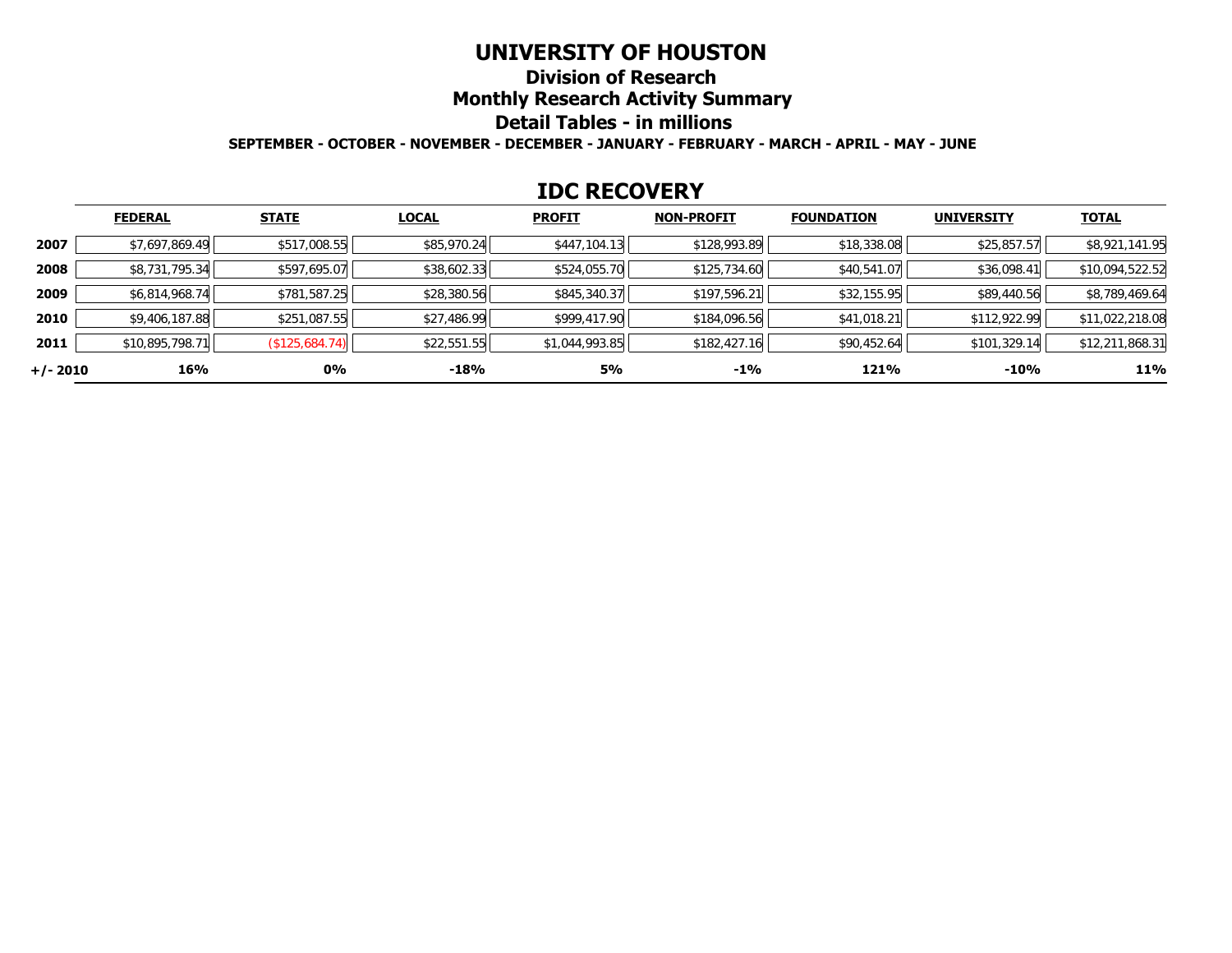# UNIVERSITY OF HOUSTON

## Division of Research

## Monthly Research Activity Summary

## Detail Tables - in millions

**SEPTEMBER - OCTOBER - NOVEMBER - DECEMBER - JANUARY - FEBRUARY - MARCH - APRIL - MAY - JUNE**

## IDC RECOVERY

| | FEDERAL | STATE | LOCAL | PROFIT | NON-PROFIT | FOUNDATION | UNIVERSITY | TOTAL |
|---|---|---|---|---|---|---|---|---|
| **2007** | $7,697,869.49 | $517,008.55 | $85,970.24 | $447,104.13 | $128,993.89 | $18,338.08 | $25,857.57 | $8,921,141.95 |
| **2008** | $8,731,795.34 | $597,695.07 | $38,602.33 | $524,055.70 | $125,734.60 | $40,541.07 | $36,098.41 | $10,094,522.52 |
| **2009** | $6,814,968.74 | $781,587.25 | $28,380.56 | $845,340.37 | $197,596.21 | $32,155.95 | $89,440.56 | $8,789,469.64 |
| **2010** | $9,406,187.88 | $251,087.55 | $27,486.99 | $999,417.90 | $184,096.56 | $41,018.21 | $112,922.99 | $11,022,218.08 |
| **2011** | $10,895,798.71 | ($125,684.74) | $22,551.55 | $1,044,993.85 | $182,427.16 | $90,452.64 | $101,329.14 | $12,211,868.31 |
| **+/- 2010** | **16%** | **0%** | **-18%** | **5%** | **-1%** | **121%** | **-10%** | **11%** |